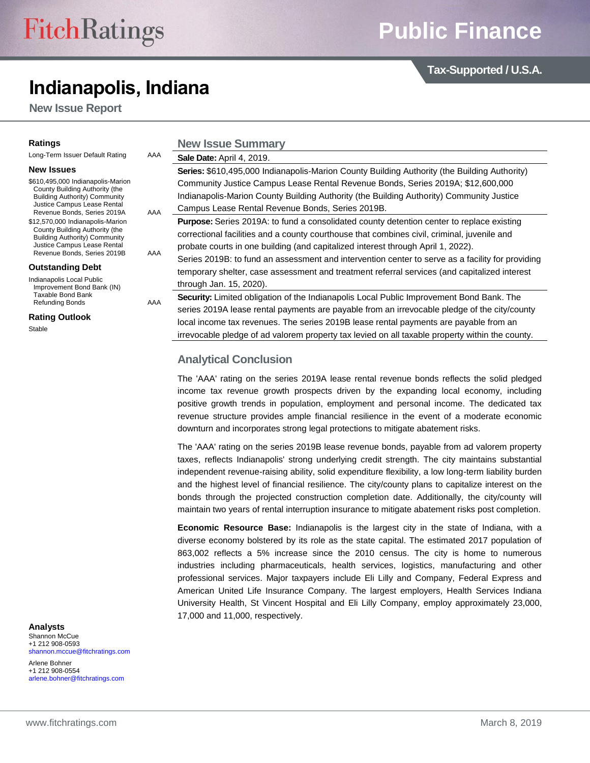# Indianapolis, Indiana

## New Issue Report

Public Finance

Tax-Supported / U.S.A.

### Ratings

| | |
|---|---|
| Long-Term Issuer Default Rating | AAA |

### New Issues

| | |
|---|---|
| $610,495,000 Indianapolis-Marion County Building Authority (the Building Authority) Community Justice Campus Lease Rental Revenue Bonds, Series 2019A | AAA |
| $12,570,000 Indianapolis-Marion County Building Authority (the Building Authority) Community Justice Campus Lease Rental Revenue Bonds, Series 2019B | AAA |

### Outstanding Debt

| | |
|---|---|
| Indianapolis Local Public Improvement Bond Bank (IN) Taxable Bond Bank Refunding Bonds | AAA |

### Rating Outlook

Stable

### Analysts

Shannon McCue
+1 212 908-0593
shannon.mccue@fitchratings.com

Arlene Bohner
+1 212 908-0554
arlene.bohner@fitchratings.com

## New Issue Summary

**Sale Date:** April 4, 2019.

**Series:** $610,495,000 Indianapolis-Marion County Building Authority (the Building Authority) Community Justice Campus Lease Rental Revenue Bonds, Series 2019A; $12,600,000 Indianapolis-Marion County Building Authority (the Building Authority) Community Justice Campus Lease Rental Revenue Bonds, Series 2019B.

**Purpose:** Series 2019A: to fund a consolidated county detention center to replace existing correctional facilities and a county courthouse that combines civil, criminal, juvenile and probate courts in one building (and capitalized interest through April 1, 2022).
Series 2019B: to fund an assessment and intervention center to serve as a facility for providing temporary shelter, case assessment and treatment referral services (and capitalized interest through Jan. 15, 2020).

**Security:** Limited obligation of the Indianapolis Local Public Improvement Bond Bank. The series 2019A lease rental payments are payable from an irrevocable pledge of the city/county local income tax revenues. The series 2019B lease rental payments are payable from an irrevocable pledge of ad valorem property tax levied on all taxable property within the county.

## Analytical Conclusion

The 'AAA' rating on the series 2019A lease rental revenue bonds reflects the solid pledged income tax revenue growth prospects driven by the expanding local economy, including positive growth trends in population, employment and personal income. The dedicated tax revenue structure provides ample financial resilience in the event of a moderate economic downturn and incorporates strong legal protections to mitigate abatement risks.

The 'AAA' rating on the series 2019B lease revenue bonds, payable from ad valorem property taxes, reflects Indianapolis' strong underlying credit strength. The city maintains substantial independent revenue-raising ability, solid expenditure flexibility, a low long-term liability burden and the highest level of financial resilience. The city/county plans to capitalize interest on the bonds through the projected construction completion date. Additionally, the city/county will maintain two years of rental interruption insurance to mitigate abatement risks post completion.

**Economic Resource Base:** Indianapolis is the largest city in the state of Indiana, with a diverse economy bolstered by its role as the state capital. The estimated 2017 population of 863,002 reflects a 5% increase since the 2010 census. The city is home to numerous industries including pharmaceuticals, health services, logistics, manufacturing and other professional services. Major taxpayers include Eli Lilly and Company, Federal Express and American United Life Insurance Company. The largest employers, Health Services Indiana University Health, St Vincent Hospital and Eli Lilly Company, employ approximately 23,000, 17,000 and 11,000, respectively.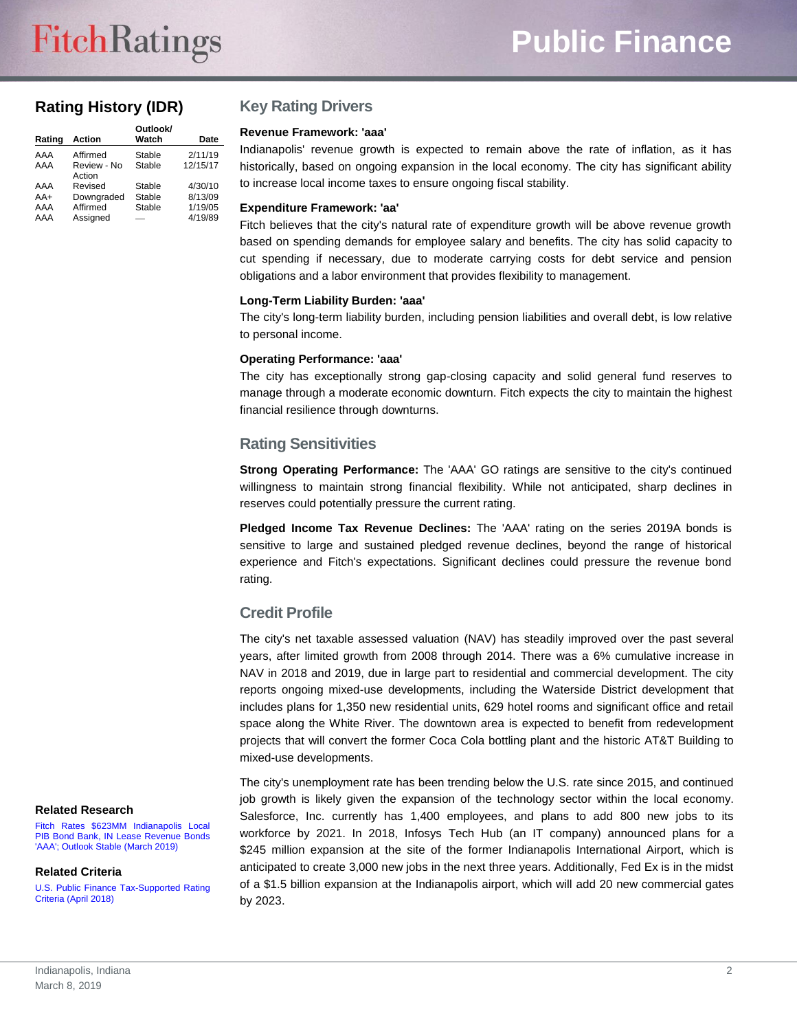## Rating History (IDR)

| Rating | Action | Outlook/ Watch | Date |
|---|---|---|---|
| AAA | Affirmed | Stable | 2/11/19 |
| AAA | Review - No Action | Stable | 12/15/17 |
| AAA | Revised | Stable | 4/30/10 |
| AA+ | Downgraded | Stable | 8/13/09 |
| AAA | Affirmed | Stable | 1/19/05 |
| AAA | Assigned | — | 4/19/89 |

## Key Rating Drivers

**Revenue Framework: 'aaa'**

Indianapolis' revenue growth is expected to remain above the rate of inflation, as it has historically, based on ongoing expansion in the local economy. The city has significant ability to increase local income taxes to ensure ongoing fiscal stability.

**Expenditure Framework: 'aa'**

Fitch believes that the city's natural rate of expenditure growth will be above revenue growth based on spending demands for employee salary and benefits. The city has solid capacity to cut spending if necessary, due to moderate carrying costs for debt service and pension obligations and a labor environment that provides flexibility to management.

**Long-Term Liability Burden: 'aaa'**

The city's long-term liability burden, including pension liabilities and overall debt, is low relative to personal income.

**Operating Performance: 'aaa'**

The city has exceptionally strong gap-closing capacity and solid general fund reserves to manage through a moderate economic downturn. Fitch expects the city to maintain the highest financial resilience through downturns.

## Rating Sensitivities

**Strong Operating Performance:** The 'AAA' GO ratings are sensitive to the city's continued willingness to maintain strong financial flexibility. While not anticipated, sharp declines in reserves could potentially pressure the current rating.

**Pledged Income Tax Revenue Declines:** The 'AAA' rating on the series 2019A bonds is sensitive to large and sustained pledged revenue declines, beyond the range of historical experience and Fitch's expectations. Significant declines could pressure the revenue bond rating.

## Credit Profile

The city's net taxable assessed valuation (NAV) has steadily improved over the past several years, after limited growth from 2008 through 2014. There was a 6% cumulative increase in NAV in 2018 and 2019, due in large part to residential and commercial development. The city reports ongoing mixed-use developments, including the Waterside District development that includes plans for 1,350 new residential units, 629 hotel rooms and significant office and retail space along the White River. The downtown area is expected to benefit from redevelopment projects that will convert the former Coca Cola bottling plant and the historic AT&T Building to mixed-use developments.

The city's unemployment rate has been trending below the U.S. rate since 2015, and continued job growth is likely given the expansion of the technology sector within the local economy. Salesforce, Inc. currently has 1,400 employees, and plans to add 800 new jobs to its workforce by 2021. In 2018, Infosys Tech Hub (an IT company) announced plans for a $245 million expansion at the site of the former Indianapolis International Airport, which is anticipated to create 3,000 new jobs in the next three years. Additionally, Fed Ex is in the midst of a $1.5 billion expansion at the Indianapolis airport, which will add 20 new commercial gates by 2023.

### Related Research

Fitch Rates $623MM Indianapolis Local PIB Bond Bank, IN Lease Revenue Bonds 'AAA'; Outlook Stable (March 2019)

### Related Criteria

U.S. Public Finance Tax-Supported Rating Criteria (April 2018)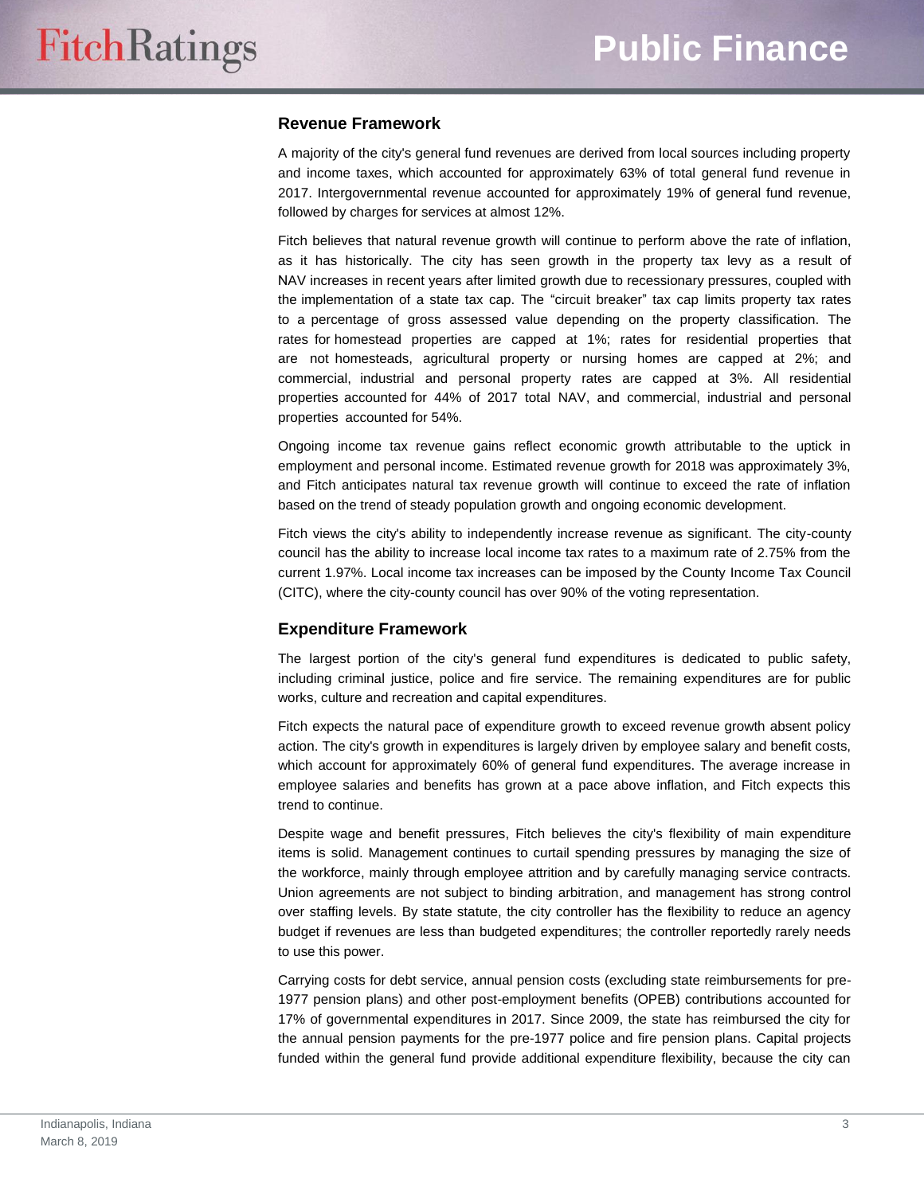## Revenue Framework

A majority of the city's general fund revenues are derived from local sources including property and income taxes, which accounted for approximately 63% of total general fund revenue in 2017. Intergovernmental revenue accounted for approximately 19% of general fund revenue, followed by charges for services at almost 12%.

Fitch believes that natural revenue growth will continue to perform above the rate of inflation, as it has historically. The city has seen growth in the property tax levy as a result of NAV increases in recent years after limited growth due to recessionary pressures, coupled with the implementation of a state tax cap. The "circuit breaker" tax cap limits property tax rates to a percentage of gross assessed value depending on the property classification. The rates for homestead properties are capped at 1%; rates for residential properties that are not homesteads, agricultural property or nursing homes are capped at 2%; and commercial, industrial and personal property rates are capped at 3%. All residential properties accounted for 44% of 2017 total NAV, and commercial, industrial and personal properties accounted for 54%.

Ongoing income tax revenue gains reflect economic growth attributable to the uptick in employment and personal income. Estimated revenue growth for 2018 was approximately 3%, and Fitch anticipates natural tax revenue growth will continue to exceed the rate of inflation based on the trend of steady population growth and ongoing economic development.

Fitch views the city's ability to independently increase revenue as significant. The city-county council has the ability to increase local income tax rates to a maximum rate of 2.75% from the current 1.97%. Local income tax increases can be imposed by the County Income Tax Council (CITC), where the city-county council has over 90% of the voting representation.

## Expenditure Framework

The largest portion of the city's general fund expenditures is dedicated to public safety, including criminal justice, police and fire service. The remaining expenditures are for public works, culture and recreation and capital expenditures.

Fitch expects the natural pace of expenditure growth to exceed revenue growth absent policy action. The city's growth in expenditures is largely driven by employee salary and benefit costs, which account for approximately 60% of general fund expenditures. The average increase in employee salaries and benefits has grown at a pace above inflation, and Fitch expects this trend to continue.

Despite wage and benefit pressures, Fitch believes the city's flexibility of main expenditure items is solid. Management continues to curtail spending pressures by managing the size of the workforce, mainly through employee attrition and by carefully managing service contracts. Union agreements are not subject to binding arbitration, and management has strong control over staffing levels. By state statute, the city controller has the flexibility to reduce an agency budget if revenues are less than budgeted expenditures; the controller reportedly rarely needs to use this power.

Carrying costs for debt service, annual pension costs (excluding state reimbursements for pre-1977 pension plans) and other post-employment benefits (OPEB) contributions accounted for 17% of governmental expenditures in 2017. Since 2009, the state has reimbursed the city for the annual pension payments for the pre-1977 police and fire pension plans. Capital projects funded within the general fund provide additional expenditure flexibility, because the city can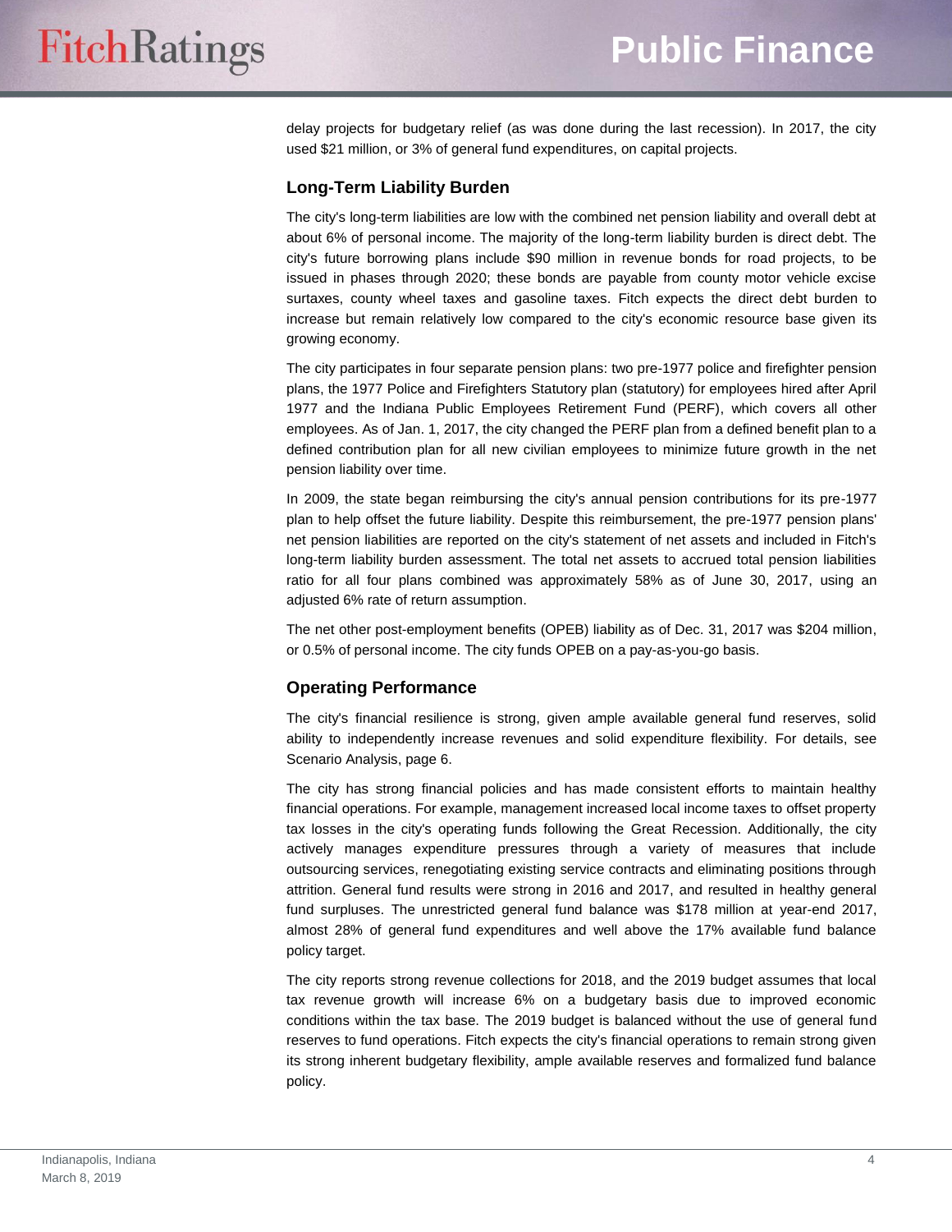delay projects for budgetary relief (as was done during the last recession). In 2017, the city used $21 million, or 3% of general fund expenditures, on capital projects.

### Long-Term Liability Burden

The city's long-term liabilities are low with the combined net pension liability and overall debt at about 6% of personal income. The majority of the long-term liability burden is direct debt. The city's future borrowing plans include $90 million in revenue bonds for road projects, to be issued in phases through 2020; these bonds are payable from county motor vehicle excise surtaxes, county wheel taxes and gasoline taxes. Fitch expects the direct debt burden to increase but remain relatively low compared to the city's economic resource base given its growing economy.

The city participates in four separate pension plans: two pre-1977 police and firefighter pension plans, the 1977 Police and Firefighters Statutory plan (statutory) for employees hired after April 1977 and the Indiana Public Employees Retirement Fund (PERF), which covers all other employees. As of Jan. 1, 2017, the city changed the PERF plan from a defined benefit plan to a defined contribution plan for all new civilian employees to minimize future growth in the net pension liability over time.

In 2009, the state began reimbursing the city's annual pension contributions for its pre-1977 plan to help offset the future liability. Despite this reimbursement, the pre-1977 pension plans' net pension liabilities are reported on the city's statement of net assets and included in Fitch's long-term liability burden assessment. The total net assets to accrued total pension liabilities ratio for all four plans combined was approximately 58% as of June 30, 2017, using an adjusted 6% rate of return assumption.

The net other post-employment benefits (OPEB) liability as of Dec. 31, 2017 was $204 million, or 0.5% of personal income. The city funds OPEB on a pay-as-you-go basis.

### Operating Performance

The city's financial resilience is strong, given ample available general fund reserves, solid ability to independently increase revenues and solid expenditure flexibility. For details, see Scenario Analysis, page 6.

The city has strong financial policies and has made consistent efforts to maintain healthy financial operations. For example, management increased local income taxes to offset property tax losses in the city's operating funds following the Great Recession. Additionally, the city actively manages expenditure pressures through a variety of measures that include outsourcing services, renegotiating existing service contracts and eliminating positions through attrition. General fund results were strong in 2016 and 2017, and resulted in healthy general fund surpluses. The unrestricted general fund balance was $178 million at year-end 2017, almost 28% of general fund expenditures and well above the 17% available fund balance policy target.

The city reports strong revenue collections for 2018, and the 2019 budget assumes that local tax revenue growth will increase 6% on a budgetary basis due to improved economic conditions within the tax base. The 2019 budget is balanced without the use of general fund reserves to fund operations. Fitch expects the city's financial operations to remain strong given its strong inherent budgetary flexibility, ample available reserves and formalized fund balance policy.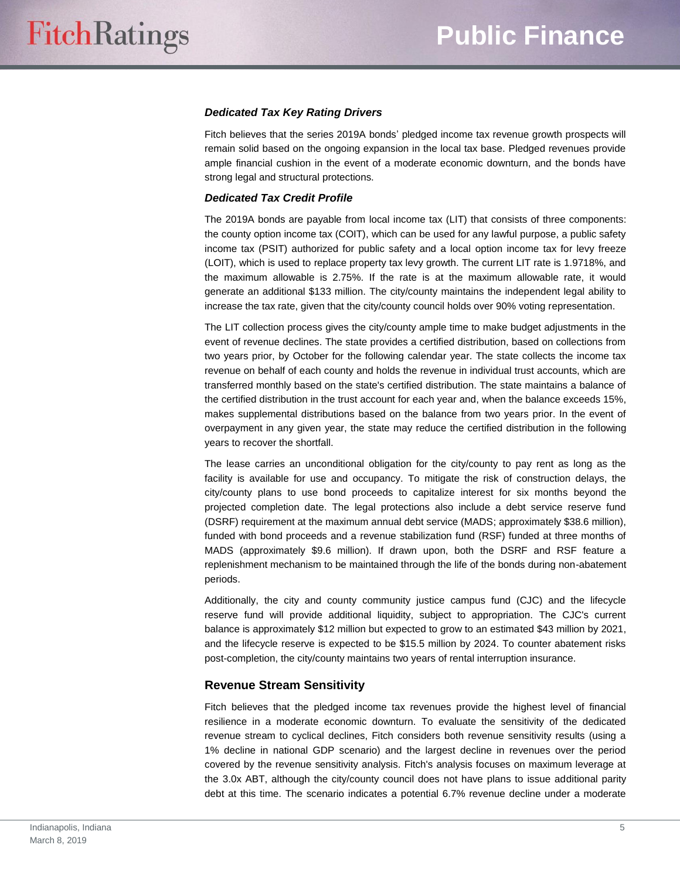### *Dedicated Tax Key Rating Drivers*

Fitch believes that the series 2019A bonds' pledged income tax revenue growth prospects will remain solid based on the ongoing expansion in the local tax base. Pledged revenues provide ample financial cushion in the event of a moderate economic downturn, and the bonds have strong legal and structural protections.

### *Dedicated Tax Credit Profile*

The 2019A bonds are payable from local income tax (LIT) that consists of three components: the county option income tax (COIT), which can be used for any lawful purpose, a public safety income tax (PSIT) authorized for public safety and a local option income tax for levy freeze (LOIT), which is used to replace property tax levy growth. The current LIT rate is 1.9718%, and the maximum allowable is 2.75%. If the rate is at the maximum allowable rate, it would generate an additional $133 million. The city/county maintains the independent legal ability to increase the tax rate, given that the city/county council holds over 90% voting representation.

The LIT collection process gives the city/county ample time to make budget adjustments in the event of revenue declines. The state provides a certified distribution, based on collections from two years prior, by October for the following calendar year. The state collects the income tax revenue on behalf of each county and holds the revenue in individual trust accounts, which are transferred monthly based on the state's certified distribution. The state maintains a balance of the certified distribution in the trust account for each year and, when the balance exceeds 15%, makes supplemental distributions based on the balance from two years prior. In the event of overpayment in any given year, the state may reduce the certified distribution in the following years to recover the shortfall.

The lease carries an unconditional obligation for the city/county to pay rent as long as the facility is available for use and occupancy. To mitigate the risk of construction delays, the city/county plans to use bond proceeds to capitalize interest for six months beyond the projected completion date. The legal protections also include a debt service reserve fund (DSRF) requirement at the maximum annual debt service (MADS; approximately $38.6 million), funded with bond proceeds and a revenue stabilization fund (RSF) funded at three months of MADS (approximately $9.6 million). If drawn upon, both the DSRF and RSF feature a replenishment mechanism to be maintained through the life of the bonds during non-abatement periods.

Additionally, the city and county community justice campus fund (CJC) and the lifecycle reserve fund will provide additional liquidity, subject to appropriation. The CJC's current balance is approximately $12 million but expected to grow to an estimated $43 million by 2021, and the lifecycle reserve is expected to be $15.5 million by 2024. To counter abatement risks post-completion, the city/county maintains two years of rental interruption insurance.

## Revenue Stream Sensitivity

Fitch believes that the pledged income tax revenues provide the highest level of financial resilience in a moderate economic downturn. To evaluate the sensitivity of the dedicated revenue stream to cyclical declines, Fitch considers both revenue sensitivity results (using a 1% decline in national GDP scenario) and the largest decline in revenues over the period covered by the revenue sensitivity analysis. Fitch's analysis focuses on maximum leverage at the 3.0x ABT, although the city/county council does not have plans to issue additional parity debt at this time. The scenario indicates a potential 6.7% revenue decline under a moderate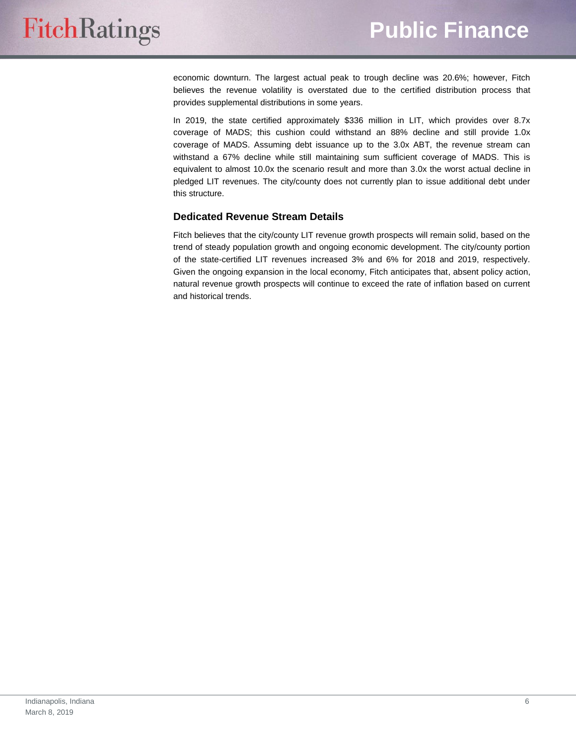economic downturn. The largest actual peak to trough decline was 20.6%; however, Fitch believes the revenue volatility is overstated due to the certified distribution process that provides supplemental distributions in some years.

In 2019, the state certified approximately $336 million in LIT, which provides over 8.7x coverage of MADS; this cushion could withstand an 88% decline and still provide 1.0x coverage of MADS. Assuming debt issuance up to the 3.0x ABT, the revenue stream can withstand a 67% decline while still maintaining sum sufficient coverage of MADS. This is equivalent to almost 10.0x the scenario result and more than 3.0x the worst actual decline in pledged LIT revenues. The city/county does not currently plan to issue additional debt under this structure.

### Dedicated Revenue Stream Details

Fitch believes that the city/county LIT revenue growth prospects will remain solid, based on the trend of steady population growth and ongoing economic development. The city/county portion of the state-certified LIT revenues increased 3% and 6% for 2018 and 2019, respectively. Given the ongoing expansion in the local economy, Fitch anticipates that, absent policy action, natural revenue growth prospects will continue to exceed the rate of inflation based on current and historical trends.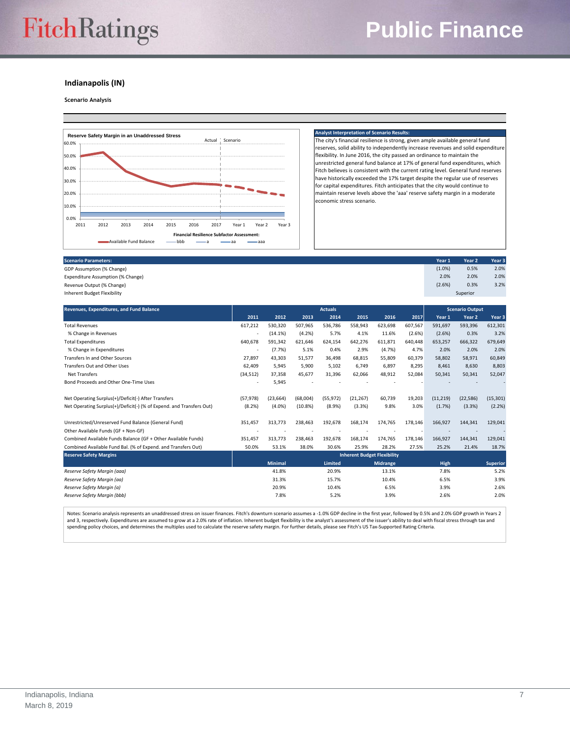## Indianapolis (IN)

**Scenario Analysis**

**Reserve Safety Margin in an Unaddressed Stress**

**Analyst Interpretation of Scenario Results:**

The city's financial resilience is strong, given ample available general fund reserves, solid ability to independently increase revenues and solid expenditure flexibility. In June 2016, the city passed an ordinance to maintain the unrestricted general fund balance at 17% of general fund expenditures, which Fitch believes is consistent with the current rating level. General fund reserves have historically exceeded the 17% target despite the regular use of reserves for capital expenditures. Fitch anticipates that the city would continue to maintain reserve levels above the 'aaa' reserve safety margin in a moderate economic stress scenario.

| Scenario Parameters: | Year 1 | Year 2 | Year 3 |
|---|---|---|---|
| GDP Assumption (% Change) | (1.0%) | 0.5% | 2.0% |
| Expenditure Assumption (% Change) | 2.0% | 2.0% | 2.0% |
| Revenue Output (% Change) | (2.6%) | 0.3% | 3.2% |
| Inherent Budget Flexibility | | Superior | |

| Revenues, Expenditures, and Fund Balance | Actuals | | | | | | | Scenario Output | | |
|---|---|---|---|---|---|---|---|---|---|---|
| | 2011 | 2012 | 2013 | 2014 | 2015 | 2016 | 2017 | Year 1 | Year 2 | Year 3 |
| Total Revenues | 617,212 | 530,320 | 507,965 | 536,786 | 558,943 | 623,698 | 607,567 | 591,697 | 593,396 | 612,301 |
| % Change in Revenues | - | (14.1%) | (4.2%) | 5.7% | 4.1% | 11.6% | (2.6%) | (2.6%) | 0.3% | 3.2% |
| Total Expenditures | 640,678 | 591,342 | 621,646 | 624,154 | 642,276 | 611,871 | 640,448 | 653,257 | 666,322 | 679,649 |
| % Change in Expenditures | - | (7.7%) | 5.1% | 0.4% | 2.9% | (4.7%) | 4.7% | 2.0% | 2.0% | 2.0% |
| Transfers In and Other Sources | 27,897 | 43,303 | 51,577 | 36,498 | 68,815 | 55,809 | 60,379 | 58,802 | 58,971 | 60,849 |
| Transfers Out and Other Uses | 62,409 | 5,945 | 5,900 | 5,102 | 6,749 | 6,897 | 8,295 | 8,461 | 8,630 | 8,803 |
| Net Transfers | (34,512) | 37,358 | 45,677 | 31,396 | 62,066 | 48,912 | 52,084 | 50,341 | 50,341 | 52,047 |
| Bond Proceeds and Other One-Time Uses | - | 5,945 | - | - | - | - | - | - | - | - |
| | | | | | | | | | | |
| Net Operating Surplus(+)/Deficit(-) After Transfers | (57,978) | (23,664) | (68,004) | (55,972) | (21,267) | 60,739 | 19,203 | (11,219) | (22,586) | (15,301) |
| Net Operating Surplus(+)/Deficit(-) (% of Expend. and Transfers Out) | (8.2%) | (4.0%) | (10.8%) | (8.9%) | (3.3%) | 9.8% | 3.0% | (1.7%) | (3.3%) | (2.2%) |
| | | | | | | | | | | |
| Unrestricted/Unreserved Fund Balance (General Fund) | 351,457 | 313,773 | 238,463 | 192,678 | 168,174 | 174,765 | 178,146 | 166,927 | 144,341 | 129,041 |
| Other Available Funds (GF + Non-GF) | - | - | - | - | - | - | - | - | - | - |
| Combined Available Funds Balance (GF + Other Available Funds) | 351,457 | 313,773 | 238,463 | 192,678 | 168,174 | 174,765 | 178,146 | 166,927 | 144,341 | 129,041 |
| Combined Available Fund Bal. (% of Expend. and Transfers Out) | 50.0% | 53.1% | 38.0% | 30.6% | 25.9% | 28.2% | 27.5% | 25.2% | 21.4% | 18.7% |

| Reserve Safety Margins | Inherent Budget Flexibility | | | | |
|---|---|---|---|---|---|
| | Minimal | Limited | Midrange | High | Superior |
| *Reserve Safety Margin (aaa)* | 41.8% | 20.9% | 13.1% | 7.8% | 5.2% |
| *Reserve Safety Margin (aa)* | 31.3% | 15.7% | 10.4% | 6.5% | 3.9% |
| *Reserve Safety Margin (a)* | 20.9% | 10.4% | 6.5% | 3.9% | 2.6% |
| *Reserve Safety Margin (bbb)* | 7.8% | 5.2% | 3.9% | 2.6% | 2.0% |

Notes: Scenario analysis represents an unaddressed stress on issuer finances. Fitch's downturn scenario assumes a -1.0% GDP decline in the first year, followed by 0.5% and 2.0% GDP growth in Years 2 and 3, respectively. Expenditures are assumed to grow at a 2.0% rate of inflation. Inherent budget flexibility is the analyst's assessment of the issuer's ability to deal with fiscal stress through tax and spending policy choices, and determines the multiples used to calculate the reserve safety margin. For further details, please see Fitch's US Tax-Supported Rating Criteria.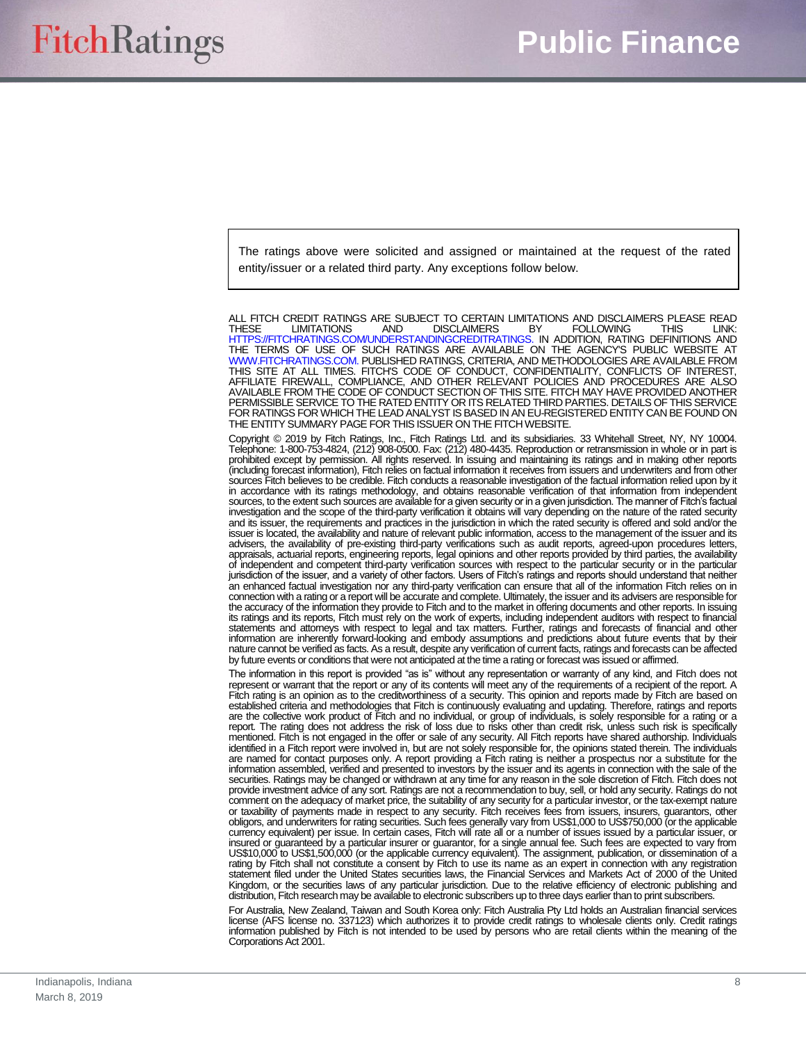The ratings above were solicited and assigned or maintained at the request of the rated entity/issuer or a related third party. Any exceptions follow below.

ALL FITCH CREDIT RATINGS ARE SUBJECT TO CERTAIN LIMITATIONS AND DISCLAIMERS PLEASE READ THESE LIMITATIONS AND DISCLAIMERS BY FOLLOWING THIS LINK: HTTPS://FITCHRATINGS.COM/UNDERSTANDINGCREDITRATINGS. IN ADDITION, RATING DEFINITIONS AND THE TERMS OF USE OF SUCH RATINGS ARE AVAILABLE ON THE AGENCY'S PUBLIC WEBSITE AT WWW.FITCHRATINGS.COM. PUBLISHED RATINGS, CRITERIA, AND METHODOLOGIES ARE AVAILABLE FROM THIS SITE AT ALL TIMES. FITCH'S CODE OF CONDUCT, CONFIDENTIALITY, CONFLICTS OF INTEREST, AFFILIATE FIREWALL, COMPLIANCE, AND OTHER RELEVANT POLICIES AND PROCEDURES ARE ALSO AVAILABLE FROM THE CODE OF CONDUCT SECTION OF THIS SITE. FITCH MAY HAVE PROVIDED ANOTHER PERMISSIBLE SERVICE TO THE RATED ENTITY OR ITS RELATED THIRD PARTIES. DETAILS OF THIS SERVICE FOR RATINGS FOR WHICH THE LEAD ANALYST IS BASED IN AN EU-REGISTERED ENTITY CAN BE FOUND ON THE ENTITY SUMMARY PAGE FOR THIS ISSUER ON THE FITCH WEBSITE.

Copyright © 2019 by Fitch Ratings, Inc., Fitch Ratings Ltd. and its subsidiaries. 33 Whitehall Street, NY, NY 10004. Telephone: 1-800-753-4824, (212) 908-0500. Fax: (212) 480-4435. Reproduction or retransmission in whole or in part is prohibited except by permission. All rights reserved. In issuing and maintaining its ratings and in making other reports (including forecast information), Fitch relies on factual information it receives from issuers and underwriters and from other sources Fitch believes to be credible. Fitch conducts a reasonable investigation of the factual information relied upon by it in accordance with its ratings methodology, and obtains reasonable verification of that information from independent sources, to the extent such sources are available for a given security or in a given jurisdiction. The manner of Fitch's factual investigation and the scope of the third-party verification it obtains will vary depending on the nature of the rated security and its issuer, the requirements and practices in the jurisdiction in which the rated security is offered and sold and/or the issuer is located, the availability and nature of relevant public information, access to the management of the issuer and its advisers, the availability of pre-existing third-party verifications such as audit reports, agreed-upon procedures letters, appraisals, actuarial reports, engineering reports, legal opinions and other reports provided by third parties, the availability of independent and competent third-party verification sources with respect to the particular security or in the particular jurisdiction of the issuer, and a variety of other factors. Users of Fitch's ratings and reports should understand that neither an enhanced factual investigation nor any third-party verification can ensure that all of the information Fitch relies on in connection with a rating or a report will be accurate and complete. Ultimately, the issuer and its advisers are responsible for the accuracy of the information they provide to Fitch and to the market in offering documents and other reports. In issuing its ratings and its reports, Fitch must rely on the work of experts, including independent auditors with respect to financial statements and attorneys with respect to legal and tax matters. Further, ratings and forecasts of financial and other information are inherently forward-looking and embody assumptions and predictions about future events that by their nature cannot be verified as facts. As a result, despite any verification of current facts, ratings and forecasts can be affected by future events or conditions that were not anticipated at the time a rating or forecast was issued or affirmed.

The information in this report is provided "as is" without any representation or warranty of any kind, and Fitch does not represent or warrant that the report or any of its contents will meet any of the requirements of a recipient of the report. A Fitch rating is an opinion as to the creditworthiness of a security. This opinion and reports made by Fitch are based on established criteria and methodologies that Fitch is continuously evaluating and updating. Therefore, ratings and reports are the collective work product of Fitch and no individual, or group of individuals, is solely responsible for a rating or a report. The rating does not address the risk of loss due to risks other than credit risk, unless such risk is specifically mentioned. Fitch is not engaged in the offer or sale of any security. All Fitch reports have shared authorship. Individuals identified in a Fitch report were involved in, but are not solely responsible for, the opinions stated therein. The individuals are named for contact purposes only. A report providing a Fitch rating is neither a prospectus nor a substitute for the information assembled, verified and presented to investors by the issuer and its agents in connection with the sale of the securities. Ratings may be changed or withdrawn at any time for any reason in the sole discretion of Fitch. Fitch does not provide investment advice of any sort. Ratings are not a recommendation to buy, sell, or hold any security. Ratings do not comment on the adequacy of market price, the suitability of any security for a particular investor, or the tax-exempt nature or taxability of payments made in respect to any security. Fitch receives fees from issuers, insurers, guarantors, other obligors, and underwriters for rating securities. Such fees generally vary from US$1,000 to US$750,000 (or the applicable currency equivalent) per issue. In certain cases, Fitch will rate all or a number of issues issued by a particular issuer, or insured or guaranteed by a particular insurer or guarantor, for a single annual fee. Such fees are expected to vary from US$10,000 to US$1,500,000 (or the applicable currency equivalent). The assignment, publication, or dissemination of a rating by Fitch shall not constitute a consent by Fitch to use its name as an expert in connection with any registration statement filed under the United States securities laws, the Financial Services and Markets Act of 2000 of the United Kingdom, or the securities laws of any particular jurisdiction. Due to the relative efficiency of electronic publishing and distribution, Fitch research may be available to electronic subscribers up to three days earlier than to print subscribers.

For Australia, New Zealand, Taiwan and South Korea only: Fitch Australia Pty Ltd holds an Australian financial services license (AFS license no. 337123) which authorizes it to provide credit ratings to wholesale clients only. Credit ratings information published by Fitch is not intended to be used by persons who are retail clients within the meaning of the Corporations Act 2001.